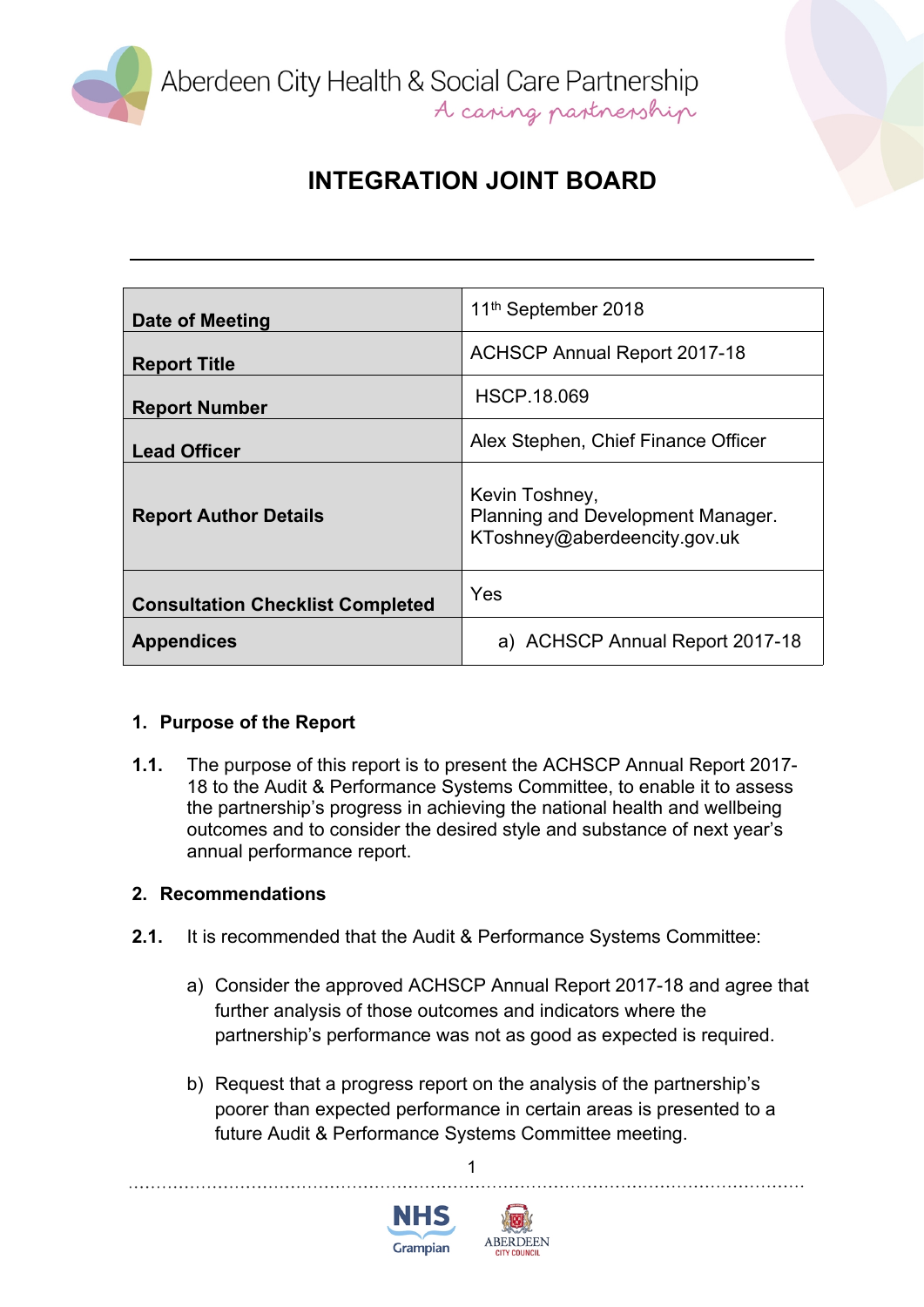Aberdeen City Health & Social Care Partnership

*A caring partnership*

# INTEGRATION JOINT BOARD

| | |
|---|---|
| **Date of Meeting** | 11th September 2018 |
| **Report Title** | ACHSCP Annual Report 2017-18 |
| **Report Number** | HSCP.18.069 |
| **Lead Officer** | Alex Stephen, Chief Finance Officer |
| **Report Author Details** | Kevin Toshney, Planning and Development Manager. KToshney@aberdeencity.gov.uk |
| **Consultation Checklist Completed** | Yes |
| **Appendices** | a) ACHSCP Annual Report 2017-18 |

## 1. Purpose of the Report

**1.1.** The purpose of this report is to present the ACHSCP Annual Report 2017-18 to the Audit & Performance Systems Committee, to enable it to assess the partnership's progress in achieving the national health and wellbeing outcomes and to consider the desired style and substance of next year's annual performance report.

## 2. Recommendations

**2.1.** It is recommended that the Audit & Performance Systems Committee:

a) Consider the approved ACHSCP Annual Report 2017-18 and agree that further analysis of those outcomes and indicators where the partnership's performance was not as good as expected is required.

b) Request that a progress report on the analysis of the partnership's poorer than expected performance in certain areas is presented to a future Audit & Performance Systems Committee meeting.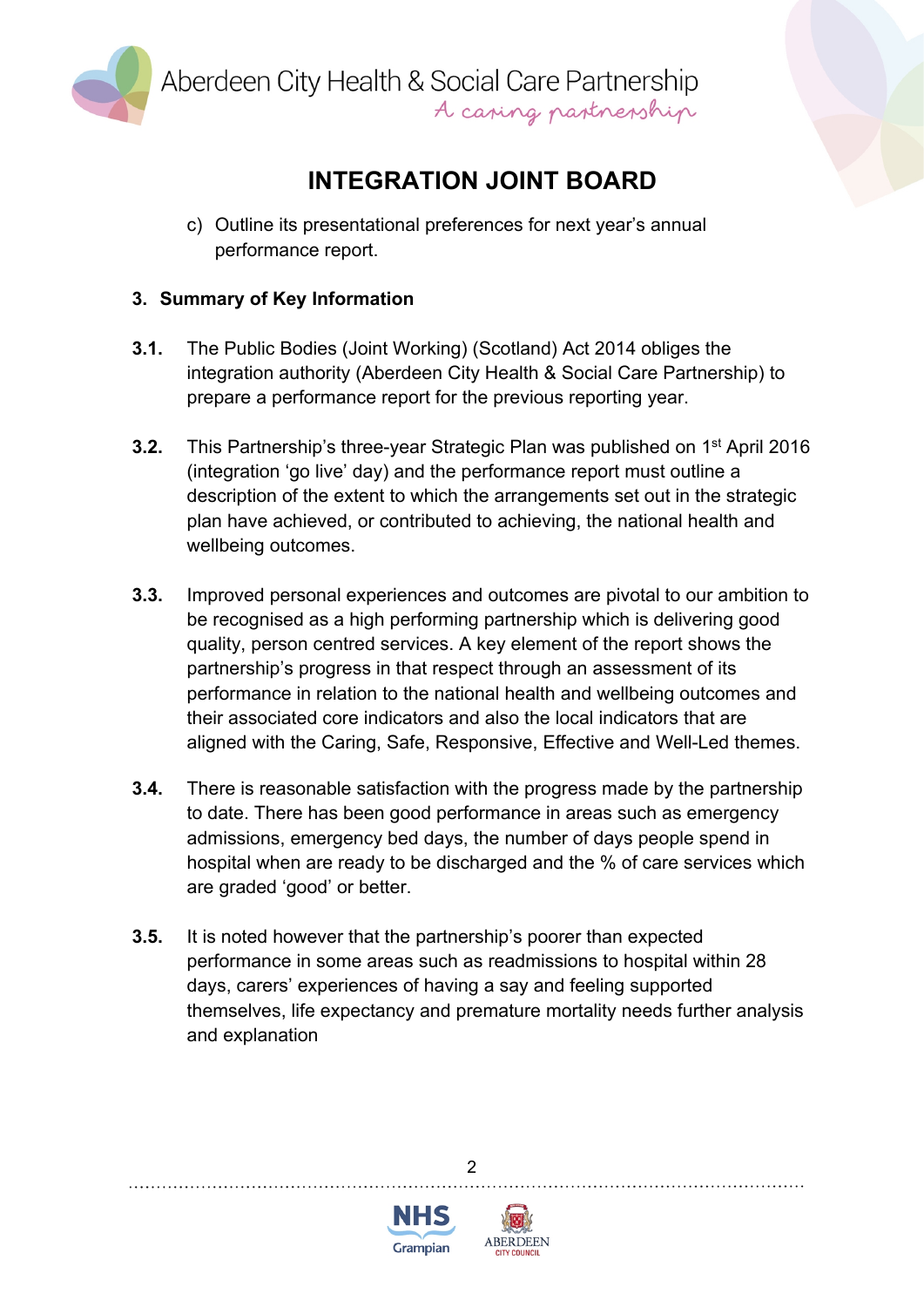c) Outline its presentational preferences for next year's annual performance report.

## 3. Summary of Key Information

**3.1.** The Public Bodies (Joint Working) (Scotland) Act 2014 obliges the integration authority (Aberdeen City Health & Social Care Partnership) to prepare a performance report for the previous reporting year.

**3.2.** This Partnership's three-year Strategic Plan was published on 1st April 2016 (integration 'go live' day) and the performance report must outline a description of the extent to which the arrangements set out in the strategic plan have achieved, or contributed to achieving, the national health and wellbeing outcomes.

**3.3.** Improved personal experiences and outcomes are pivotal to our ambition to be recognised as a high performing partnership which is delivering good quality, person centred services. A key element of the report shows the partnership's progress in that respect through an assessment of its performance in relation to the national health and wellbeing outcomes and their associated core indicators and also the local indicators that are aligned with the Caring, Safe, Responsive, Effective and Well-Led themes.

**3.4.** There is reasonable satisfaction with the progress made by the partnership to date. There has been good performance in areas such as emergency admissions, emergency bed days, the number of days people spend in hospital when are ready to be discharged and the % of care services which are graded 'good' or better.

**3.5.** It is noted however that the partnership's poorer than expected performance in some areas such as readmissions to hospital within 28 days, carers' experiences of having a say and feeling supported themselves, life expectancy and premature mortality needs further analysis and explanation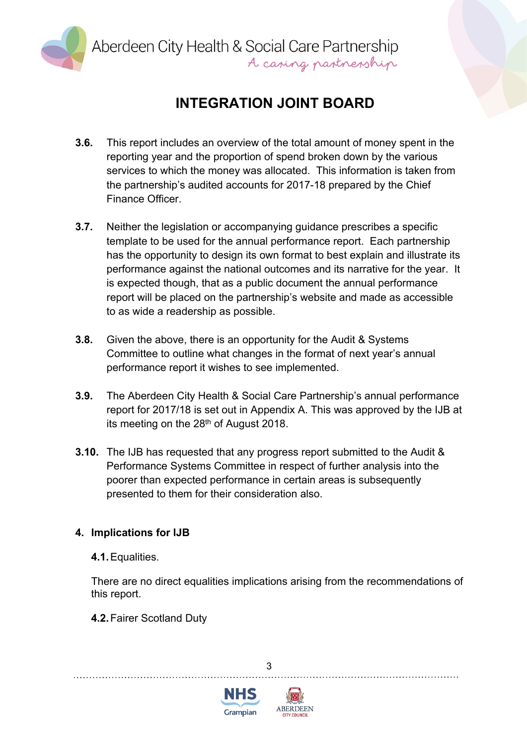# INTEGRATION JOINT BOARD

**3.6.** This report includes an overview of the total amount of money spent in the reporting year and the proportion of spend broken down by the various services to which the money was allocated. This information is taken from the partnership's audited accounts for 2017-18 prepared by the Chief Finance Officer.

**3.7.** Neither the legislation or accompanying guidance prescribes a specific template to be used for the annual performance report. Each partnership has the opportunity to design its own format to best explain and illustrate its performance against the national outcomes and its narrative for the year. It is expected though, that as a public document the annual performance report will be placed on the partnership's website and made as accessible to as wide a readership as possible.

**3.8.** Given the above, there is an opportunity for the Audit & Systems Committee to outline what changes in the format of next year's annual performance report it wishes to see implemented.

**3.9.** The Aberdeen City Health & Social Care Partnership's annual performance report for 2017/18 is set out in Appendix A. This was approved by the IJB at its meeting on the 28th of August 2018.

**3.10.** The IJB has requested that any progress report submitted to the Audit & Performance Systems Committee in respect of further analysis into the poorer than expected performance in certain areas is subsequently presented to them for their consideration also.

## 4. Implications for IJB

**4.1.** Equalities.

There are no direct equalities implications arising from the recommendations of this report.

**4.2.** Fairer Scotland Duty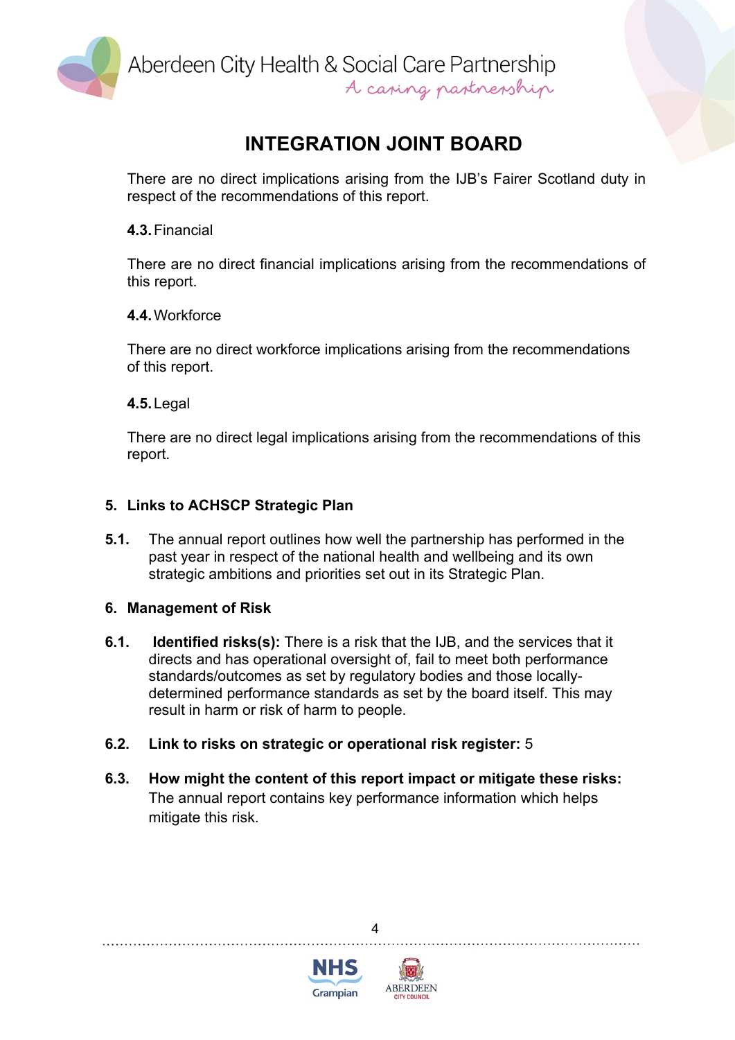There are no direct implications arising from the IJB's Fairer Scotland duty in respect of the recommendations of this report.

**4.3.** Financial

There are no direct financial implications arising from the recommendations of this report.

**4.4.** Workforce

There are no direct workforce implications arising from the recommendations of this report.

**4.5.** Legal

There are no direct legal implications arising from the recommendations of this report.

## 5. Links to ACHSCP Strategic Plan

**5.1.** The annual report outlines how well the partnership has performed in the past year in respect of the national health and wellbeing and its own strategic ambitions and priorities set out in its Strategic Plan.

## 6. Management of Risk

**6.1.** **Identified risks(s):** There is a risk that the IJB, and the services that it directs and has operational oversight of, fail to meet both performance standards/outcomes as set by regulatory bodies and those locally-determined performance standards as set by the board itself. This may result in harm or risk of harm to people.

**6.2.** **Link to risks on strategic or operational risk register:** 5

**6.3.** **How might the content of this report impact or mitigate these risks:** The annual report contains key performance information which helps mitigate this risk.